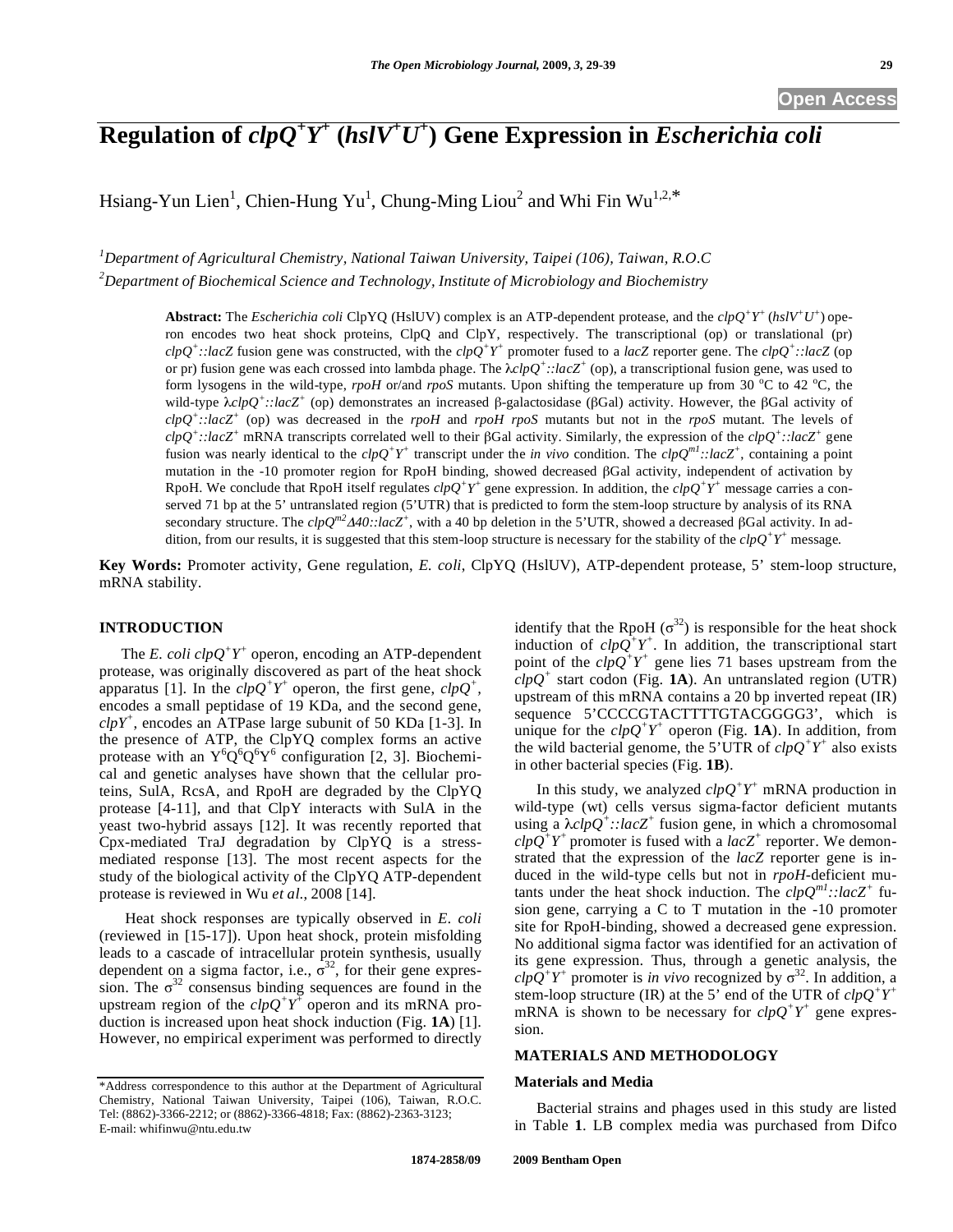Open Access

# Regulation of $clpQ^+Y^+$ ($hslV^+U^+$) Gene Expression in *Escherichia coli*

Hsiang-Yun Lien[1], Chien-Hung Yu[1], Chung-Ming Liou[2] and Whi Fin Wu[1,2,*]

[1]*Department of Agricultural Chemistry, National Taiwan University, Taipei (106), Taiwan, R.O.C*

[2]*Department of Biochemical Science and Technology, Institute of Microbiology and Biochemistry*

**Abstract:** The *Escherichia coli* ClpYQ (HslUV) complex is an ATP-dependent protease, and the $clpQ^+Y^+$ ($hslV^+U^+$) operon encodes two heat shock proteins, ClpQ and ClpY, respectively. The transcriptional (op) or translational (pr) $clpQ^+$*::lacZ* fusion gene was constructed, with the $clpQ^+Y^+$ promoter fused to a *lacZ* reporter gene. The $clpQ^+$*::lacZ* (op or pr) fusion gene was each crossed into lambda phage. The $\lambda clpQ^+::lacZ^+$ (op), a transcriptional fusion gene, was used to form lysogens in the wild-type, *rpoH* or/and *rpoS* mutants. Upon shifting the temperature up from 30 °C to 42 °C, the wild-type $\lambda clpQ^+::lacZ^+$ (op) demonstrates an increased β-galactosidase (βGal) activity. However, the βGal activity of $clpQ^+::lacZ^+$ (op) was decreased in the *rpoH* and *rpoH rpoS* mutants but not in the *rpoS* mutant. The levels of $clpQ^+::lacZ^+$ mRNA transcripts correlated well to their βGal activity. Similarly, the expression of the $clpQ^+::lacZ^+$ gene fusion was nearly identical to the $clpQ^+Y^+$ transcript under the *in vivo* condition. The $clpQ^{m1}::lacZ^+$, containing a point mutation in the -10 promoter region for RpoH binding, showed decreased βGal activity, independent of activation by RpoH. We conclude that RpoH itself regulates $clpQ^+Y^+$ gene expression. In addition, the $clpQ^+Y^+$ message carries a conserved 71 bp at the 5' untranslated region (5'UTR) that is predicted to form the stem-loop structure by analysis of its RNA secondary structure. The $clpQ^{m2}\Delta 40::lacZ^+$, with a 40 bp deletion in the 5'UTR, showed a decreased βGal activity. In addition, from our results, it is suggested that this stem-loop structure is necessary for the stability of the $clpQ^+Y^+$ message.

**Key Words:** Promoter activity, Gene regulation, *E. coli*, ClpYQ (HslUV), ATP-dependent protease, 5' stem-loop structure, mRNA stability.

## INTRODUCTION

The *E. coli* $clpQ^+Y^+$ operon, encoding an ATP-dependent protease, was originally discovered as part of the heat shock apparatus [1]. In the $clpQ^+Y^+$ operon, the first gene, $clpQ^+$, encodes a small peptidase of 19 KDa, and the second gene, $clpY^+$, encodes an ATPase large subunit of 50 KDa [1-3]. In the presence of ATP, the ClpYQ complex forms an active protease with an $Y^6Q^6Q^6Y^6$ configuration [2, 3]. Biochemical and genetic analyses have shown that the cellular proteins, SulA, RcsA, and RpoH are degraded by the ClpYQ protease [4-11], and that ClpY interacts with SulA in the yeast two-hybrid assays [12]. It was recently reported that Cpx-mediated TraJ degradation by ClpYQ is a stress-mediated response [13]. The most recent aspects for the study of the biological activity of the ClpYQ ATP-dependent protease is reviewed in Wu *et al.*, 2008 [14].

Heat shock responses are typically observed in *E. coli* (reviewed in [15-17]). Upon heat shock, protein misfolding leads to a cascade of intracellular protein synthesis, usually dependent on a sigma factor, i.e., $\sigma^{32}$, for their gene expression. The $\sigma^{32}$ consensus binding sequences are found in the upstream region of the $clpQ^+Y^+$ operon and its mRNA production is increased upon heat shock induction (Fig. **1A**) [1]. However, no empirical experiment was performed to directly identify that the RpoH ($\sigma^{32}$) is responsible for the heat shock induction of $clpQ^+Y^+$. In addition, the transcriptional start point of the $clpQ^+Y^+$ gene lies 71 bases upstream from the $clpQ^+$ start codon (Fig. **1A**). An untranslated region (UTR) upstream of this mRNA contains a 20 bp inverted repeat (IR) sequence 5'CCCCGTACTTTTGTACGGGG3', which is unique for the $clpQ^+Y^+$ operon (Fig. **1A**). In addition, from the wild bacterial genome, the 5'UTR of $clpQ^+Y^+$ also exists in other bacterial species (Fig. **1B**).

In this study, we analyzed $clpQ^+Y^+$ mRNA production in wild-type (wt) cells versus sigma-factor deficient mutants using a $\lambda clpQ^+::lacZ^+$ fusion gene, in which a chromosomal $clpQ^+Y^+$ promoter is fused with a $lacZ^+$ reporter. We demonstrated that the expression of the *lacZ* reporter gene is induced in the wild-type cells but not in *rpoH*-deficient mutants under the heat shock induction. The $clpQ^{m1}::lacZ^+$ fusion gene, carrying a C to T mutation in the -10 promoter site for RpoH-binding, showed a decreased gene expression. No additional sigma factor was identified for an activation of its gene expression. Thus, through a genetic analysis, the $clpQ^+Y^+$ promoter is *in vivo* recognized by $\sigma^{32}$. In addition, a stem-loop structure (IR) at the 5' end of the UTR of $clpQ^+Y^+$ mRNA is shown to be necessary for $clpQ^+Y^+$ gene expression.

## MATERIALS AND METHODOLOGY

### Materials and Media

Bacterial strains and phages used in this study are listed in Table **1**. LB complex media was purchased from Difco

---

*Address correspondence to this author at the Department of Agricultural Chemistry, National Taiwan University, Taipei (106), Taiwan, R.O.C. Tel: (8862)-3366-2212; or (8862)-3366-4818; Fax: (8862)-2363-3123; E-mail: whifinwu@ntu.edu.tw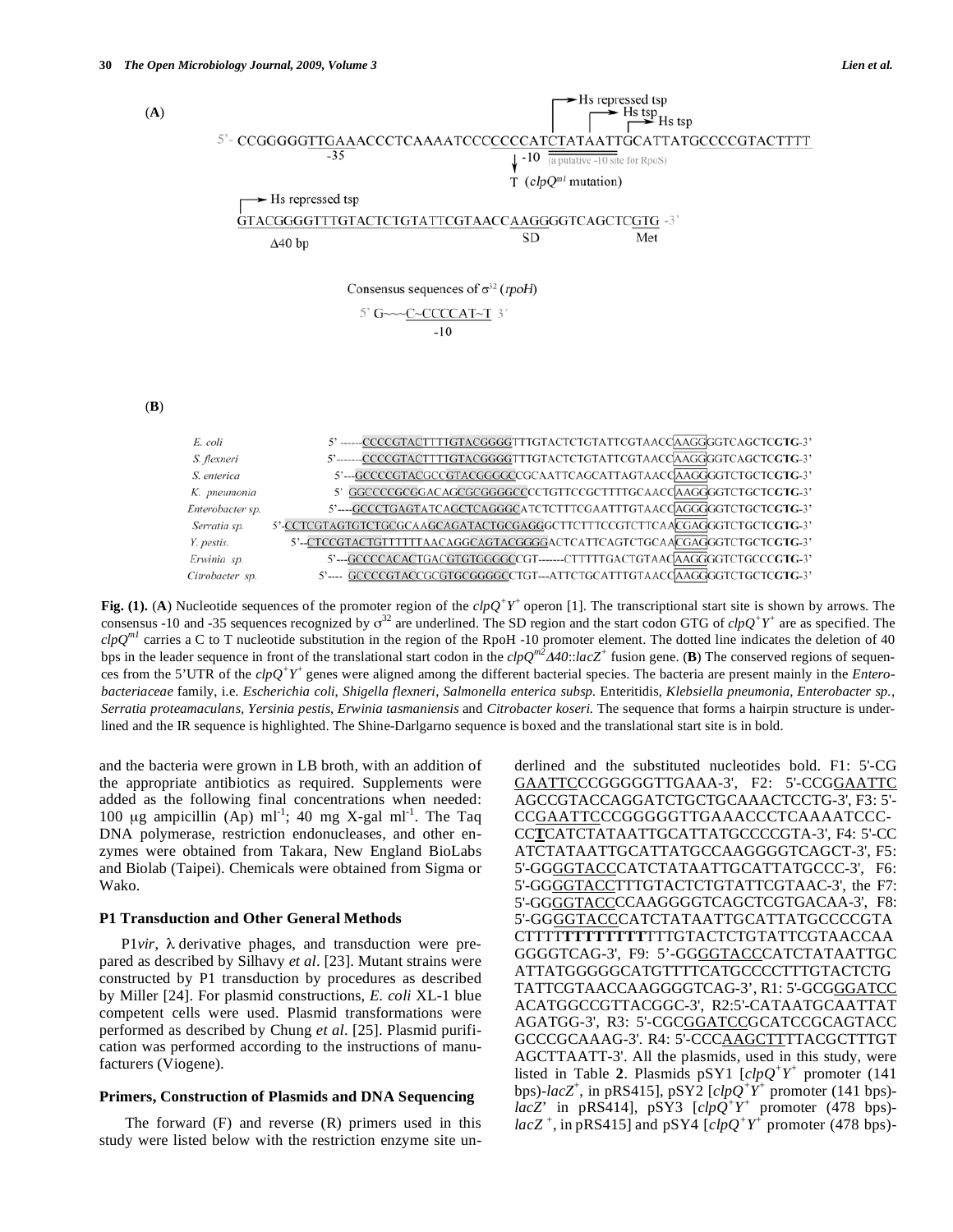(**A**)

```
                                                          → Hs repressed tsp
                                                               → Hs tsp
                                                                    → Hs tsp
5'- CCGGGGGTTGAAACCCTCAAAATCCCCCCCATCTATAATTGCATTATGCCCCGTACTTTT
            -35                        ↓ -10  (a putative -10 site for RpoS)
                                       T (clpQm1 mutation)
→ Hs repressed tsp
GTACGGGGTTTGTACTCTGTATTCGTAACCAAGGGGTCAGCTCGTG -3'
Δ40 bp                            SD            Met

Consensus sequences of σ32 (rpoH)
5' G~~~C~CCCCAT~T 3'
           -10
```

(**B**)

| | |
|---|---|
| *E. coli* | 5' ------CCCCGTACTTTTGTACGGGGTTTGTACTCTGTATTCGTAACCAAGGGGTCAGCTC**GTG**-3' |
| *S. flexneri* | 5'-------CCCCGTACTTTTGTACGGGGTTTGTACTCTGTATTCGTAACCAAGGGGTCAGCTC**GTG**-3' |
| *S. enterica* | 5'---GCCCCGTACGCCGTACGGGGCCGCAATTCAGCATTAGTAACCAAGGGGTCTGCTC**GTG**-3' |
| *K. pneumonia* | 5' GGCCCCGCGGACAGCGCGGGGCCCCTGTTCCGCTTTTGCAACCAAGGGGTCTGCTC**GTG**-3' |
| *Enterobacter sp.* | 5'----GCCCTGAGTATCAGCTCAGGGCATCTCTTTCGAATTTGTAACCAGGGGGTCTGCTC**GTG**-3' |
| *Serratia sp.* | 5'-CCTCGTAGTGTCTGCGCAAGCAGATACTGCGAGGGCTTCTTTCCGTCTTCAACGAGGGTCTGCTC**GTG**-3' |
| *Y. pestis.* | 5'--CTCCGTACTGTTTTTTAACAGGCAGTACGGGGACTCATTCAGTCTGCAACGAGGGTCTGCTC**GTG**-3' |
| *Erwinia sp.* | 5'---GCCCCACACTGACGTGTGGGGCCGT-------CTTTTTGACTGTAACAAGGGGTCTGCCC**GTG**-3' |
| *Citrobacter sp.* | 5'---- GCCCCGTACCGCGTGCGGGGCCTGT---ATTCTGCATTTGTAACCAAGGGGTCTGCTC**GTG**-3' |

**Fig. (1).** (**A**) Nucleotide sequences of the promoter region of the *clpQ*⁺*Y*⁺ operon [1]. The transcriptional start site is shown by arrows. The consensus -10 and -35 sequences recognized by $\sigma^{32}$ are underlined. The SD region and the start codon GTG of *clpQ*⁺*Y*⁺ are as specified. The *clpQ*$^{m1}$ carries a C to T nucleotide substitution in the region of the RpoH -10 promoter element. The dotted line indicates the deletion of 40 bps in the leader sequence in front of the translational start codon in the *clpQ*$^{m2}$*Δ40::lacZ*⁺ fusion gene. (**B**) The conserved regions of sequences from the 5'UTR of the *clpQ*⁺*Y*⁺ genes were aligned among the different bacterial species. The bacteria are present mainly in the *Enterobacteriaceae* family, i.e. *Escherichia coli, Shigella flexneri, Salmonella enterica subsp.* Enteritidis, *Klebsiella pneumonia, Enterobacter sp., Serratia proteamaculans, Yersinia pestis, Erwinia tasmaniensis* and *Citrobacter koseri.* The sequence that forms a hairpin structure is underlined and the IR sequence is highlighted. The Shine-Darlgarno sequence is boxed and the translational start site is in bold.

and the bacteria were grown in LB broth, with an addition of the appropriate antibiotics as required. Supplements were added as the following final concentrations when needed: 100 μg ampicillin (Ap) ml$^{-1}$; 40 mg X-gal ml$^{-1}$. The Taq DNA polymerase, restriction endonucleases, and other enzymes were obtained from Takara, New England BioLabs and Biolab (Taipei). Chemicals were obtained from Sigma or Wako.

### P1 Transduction and Other General Methods

P1*vir*, λ derivative phages, and transduction were prepared as described by Silhavy *et al*. [23]. Mutant strains were constructed by P1 transduction by procedures as described by Miller [24]. For plasmid constructions, *E. coli* XL-1 blue competent cells were used. Plasmid transformations were performed as described by Chung *et al*. [25]. Plasmid purification was performed according to the instructions of manufacturers (Viogene).

### Primers, Construction of Plasmids and DNA Sequencing

The forward (F) and reverse (R) primers used in this study were listed below with the restriction enzyme site underlined and the substituted nucleotides bold. F1: 5'-CGGAATTCCCGGGGGTTGAAA-3', F2: 5'-CCGGAATTCAGCCGTACCAGGATCTGCTGCAAACTCCTG-3', F3: 5'-CCGAATTCCCGGGGGTTGAAACCCTCAAAATCCC-CC**T**CATCTATAATTGCATTATGCCCCGTA-3', F4: 5'-CCATCTATAATTGCATTATGCCAAGGGGTCAGCT-3', F5: 5'-GGGGTACCCATCTATAATTGCATTATGCCC-3', F6: 5'-GGGGTACCTTTGTACTCTGTATTCGTAAC-3', the F7: 5'-GGGGTACCCCAAGGGGTCAGCTCGTGACAA-3', F8: 5'-GGGGTACCCATCTATAATTGCATTATGCCCCGTACTTTT**TTTTTTTT**TTTGTACTCTGTATTCGTAACCAAGGGGTCAG-3', F9: 5'-GGGGTACCCATCTATAATTGCATTATGGGGGCATGTTTTCATGCCCCTTTGTACTCTGTATTCGTAACCAAGGGGTCAG-3', R1: 5'-GCGGGATCCACATGGCCGTTACGGC-3', R2:5'-CATAATGCAATTATAGATGG-3', R3: 5'-CGCGGATCCGCATCCGCAGTACCGCCCGCAAAG-3'. R4: 5'-CCCAAGCTTTTACGCTTTGTAGCTTAATT-3'. All the plasmids, used in this study, were listed in Table **2**. Plasmids pSY1 [*clpQ*⁺*Y*⁺ promoter (141 bps)-*lacZ*⁺, in pRS415], pSY2 [*clpQ*⁺*Y*⁺ promoter (141 bps)-*lacZ*' in pRS414], pSY3 [*clpQ*⁺*Y*⁺ promoter (478 bps)-*lacZ*⁺, in pRS415] and pSY4 [*clpQ*⁺*Y*⁺ promoter (478 bps)-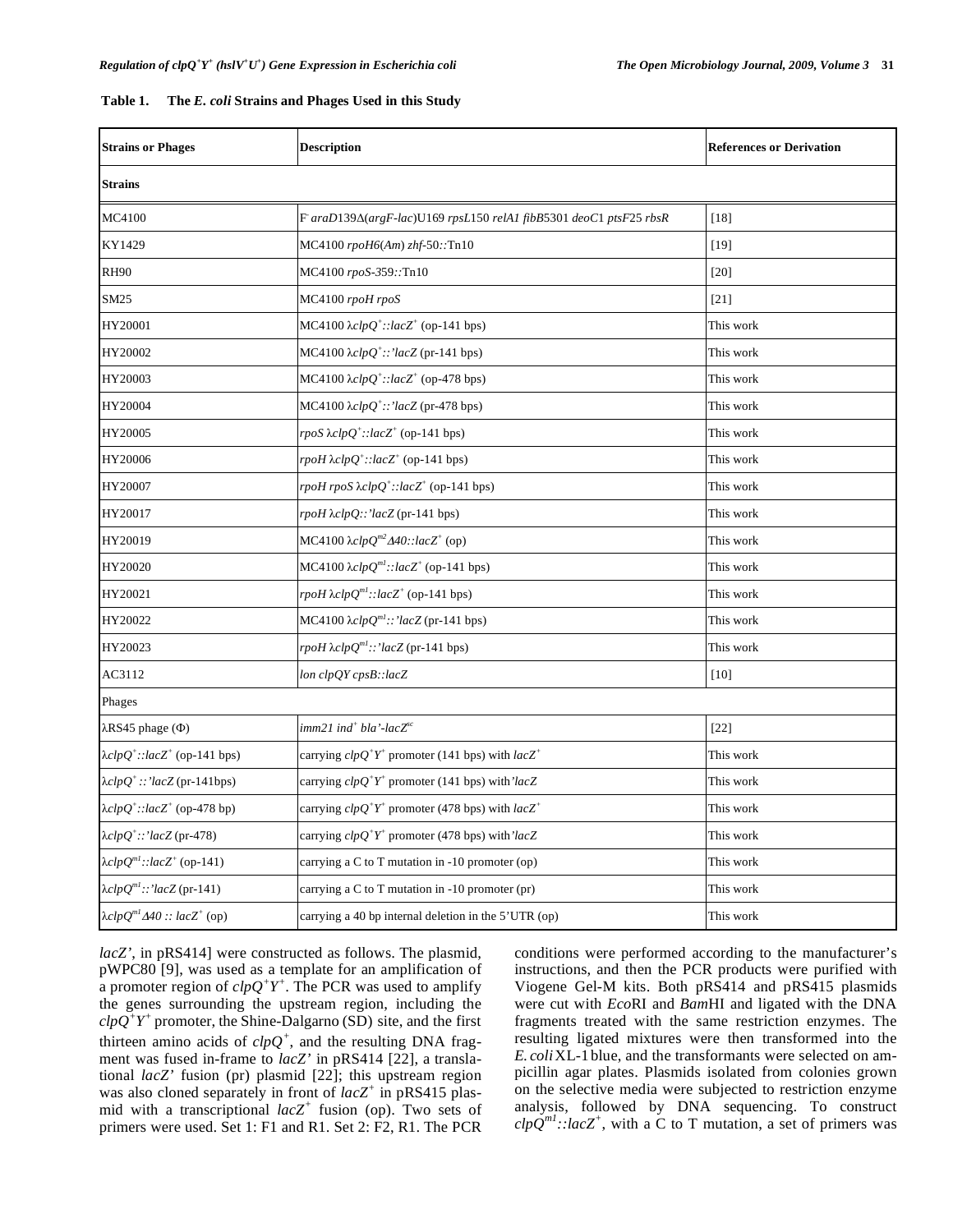**Table 1. The *E. coli* Strains and Phages Used in this Study**

| Strains or Phages | Description | References or Derivation |
|---|---|---|
| **Strains** | | |
| MC4100 | F⁻ *araD*139Δ(*argF-lac*)U169 *rpsL*150 *relA1 fibB*5301 *deoC*1 *ptsF*25 *rbsR* | [18] |
| KY1429 | MC4100 *rpoH6*(*Am*) *zhf*-50::Tn10 | [19] |
| RH90 | MC4100 *rpoS*-359::Tn10 | [20] |
| SM25 | MC4100 *rpoH rpoS* | [21] |
| HY20001 | MC4100 λ*clpQ*$^+$::*lacZ*$^+$ (op-141 bps) | This work |
| HY20002 | MC4100 λ*clpQ*$^+$::'*lacZ* (pr-141 bps) | This work |
| HY20003 | MC4100 λ*clpQ*$^+$::*lacZ*$^+$ (op-478 bps) | This work |
| HY20004 | MC4100 λ*clpQ*$^+$::'*lacZ* (pr-478 bps) | This work |
| HY20005 | *rpoS* λ*clpQ*$^+$::*lacZ*$^+$ (op-141 bps) | This work |
| HY20006 | *rpoH* λ*clpQ*$^+$::*lacZ*$^+$ (op-141 bps) | This work |
| HY20007 | *rpoH rpoS* λ*clpQ*$^+$::*lacZ*$^+$ (op-141 bps) | This work |
| HY20017 | *rpoH* λ*clpQ*::'*lacZ* (pr-141 bps) | This work |
| HY20019 | MC4100 λ*clpQ*$^{m2}$Δ*40*::*lacZ*$^+$ (op) | This work |
| HY20020 | MC4100 λ*clpQ*$^{m1}$::*lacZ*$^+$ (op-141 bps) | This work |
| HY20021 | *rpoH* λ*clpQ*$^{m1}$::*lacZ*$^+$ (op-141 bps) | This work |
| HY20022 | MC4100 λ*clpQ*$^{m1}$::'*lacZ* (pr-141 bps) | This work |
| HY20023 | *rpoH* λ*clpQ*$^{m1}$::'*lacZ* (pr-141 bps) | This work |
| AC3112 | *lon clpQY cpsB*::*lacZ* | [10] |
| Phages | | |
| λRS45 phage (Φ) | *imm21 ind*$^+$ *bla'-lacZ*$^{sc}$ | [22] |
| λ*clpQ*$^+$::*lacZ*$^+$ (op-141 bps) | carrying *clpQ*$^+$*Y*$^+$ promoter (141 bps) with *lacZ*$^+$ | This work |
| λ*clpQ*$^+$::'*lacZ* (pr-141bps) | carrying *clpQ*$^+$*Y*$^+$ promoter (141 bps) with '*lacZ* | This work |
| λ*clpQ*$^+$::*lacZ*$^+$ (op-478 bp) | carrying *clpQ*$^+$*Y*$^+$ promoter (478 bps) with *lacZ*$^+$ | This work |
| λ*clpQ*$^+$::'*lacZ* (pr-478) | carrying *clpQ*$^+$*Y*$^+$ promoter (478 bps) with '*lacZ* | This work |
| λ*clpQ*$^{m1}$::*lacZ*$^+$ (op-141) | carrying a C to T mutation in -10 promoter (op) | This work |
| λ*clpQ*$^{m1}$::'*lacZ* (pr-141) | carrying a C to T mutation in -10 promoter (pr) | This work |
| λ*clpQ*$^{m1}$Δ*40* :: *lacZ*$^+$ (op) | carrying a 40 bp internal deletion in the 5'UTR (op) | This work |

*lacZ'*, in pRS414] were constructed as follows. The plasmid, pWPC80 [9], was used as a template for an amplification of a promoter region of *clpQ*$^+$*Y*$^+$. The PCR was used to amplify the genes surrounding the upstream region, including the *clpQ*$^+$*Y*$^+$ promoter, the Shine-Dalgarno (SD) site, and the first thirteen amino acids of *clpQ*$^+$, and the resulting DNA fragment was fused in-frame to *lacZ'* in pRS414 [22], a translational *lacZ'* fusion (pr) plasmid [22]; this upstream region was also cloned separately in front of *lacZ*$^+$ in pRS415 plasmid with a transcriptional *lacZ*$^+$ fusion (op). Two sets of primers were used. Set 1: F1 and R1. Set 2: F2, R1. The PCR conditions were performed according to the manufacturer's instructions, and then the PCR products were purified with Viogene Gel-M kits. Both pRS414 and pRS415 plasmids were cut with *Eco*RI and *Bam*HI and ligated with the DNA fragments treated with the same restriction enzymes. The resulting ligated mixtures were then transformed into the *E. coli* XL-1 blue, and the transformants were selected on ampicillin agar plates. Plasmids isolated from colonies grown on the selective media were subjected to restriction enzyme analysis, followed by DNA sequencing. To construct *clpQ*$^{m1}$::*lacZ*$^+$, with a C to T mutation, a set of primers was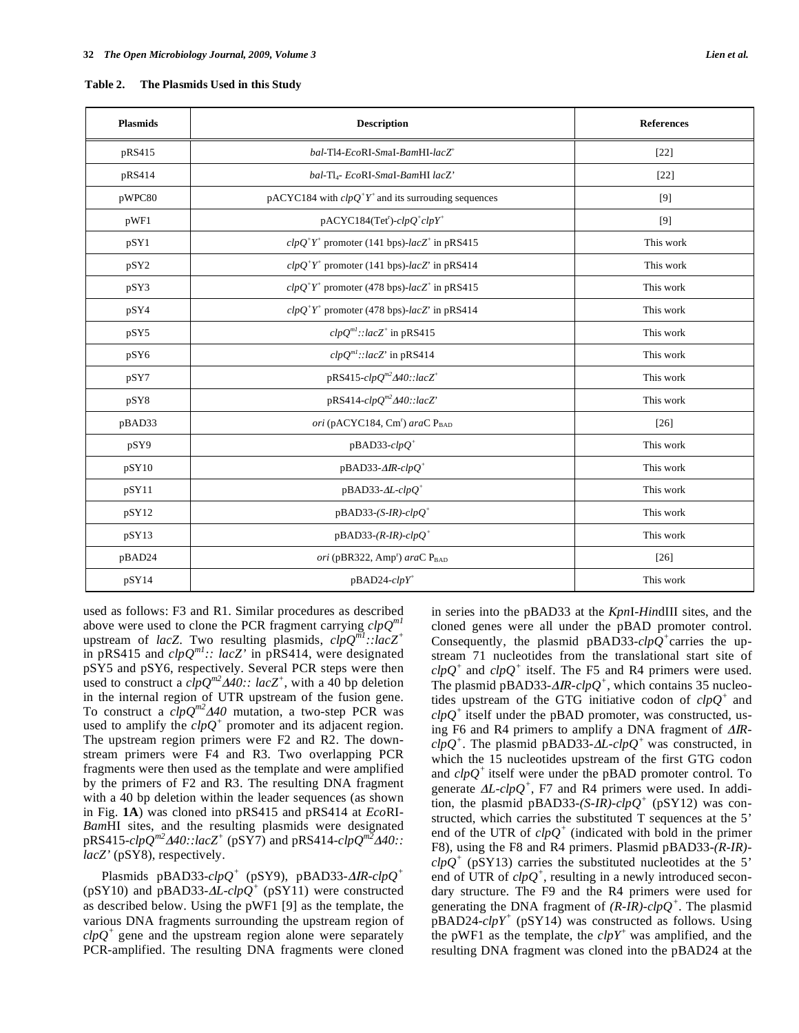**Table 2. The Plasmids Used in this Study**

| Plasmids | Description | References |
|---|---|---|
| pRS415 | *bal*-Tl4-*Eco*RI-*Sma*I-*Bam*HI-*lacZ*$^+$ | [22] |
| pRS414 | *bal*-Tl$_4$- *Eco*RI-*Sma*I-*Bam*HI *lacZ'* | [22] |
| pWPC80 | pACYC184 with *clpQ*$^+$*Y*$^+$ and its surrouding sequences | [9] |
| pWF1 | pACYC184(Tet$^r$)-*clpQ*$^+$*clpY*$^+$ | [9] |
| pSY1 | *clpQ*$^+$*Y*$^+$ promoter (141 bps)-*lacZ*$^+$ in pRS415 | This work |
| pSY2 | *clpQ*$^+$*Y*$^+$ promoter (141 bps)-*lacZ'* in pRS414 | This work |
| pSY3 | *clpQ*$^+$*Y*$^+$ promoter (478 bps)-*lacZ*$^+$ in pRS415 | This work |
| pSY4 | *clpQ*$^+$*Y*$^+$ promoter (478 bps)-*lacZ'* in pRS414 | This work |
| pSY5 | *clpQ*$^{m1}$*::lacZ*$^+$ in pRS415 | This work |
| pSY6 | *clpQ*$^{m1}$*::lacZ'* in pRS414 | This work |
| pSY7 | pRS415-*clpQ*$^{m2}$*Δ40::lacZ*$^+$ | This work |
| pSY8 | pRS414-*clpQ*$^{m2}$*Δ40::lacZ'* | This work |
| pBAD33 | *ori* (pACYC184, Cm$^r$) *ara*C P$_{BAD}$ | [26] |
| pSY9 | pBAD33-*clpQ*$^+$ | This work |
| pSY10 | pBAD33-*ΔIR*-*clpQ*$^+$ | This work |
| pSY11 | pBAD33-*ΔL*-*clpQ*$^+$ | This work |
| pSY12 | pBAD33-*(S-IR)*-*clpQ*$^+$ | This work |
| pSY13 | pBAD33-*(R-IR)*-*clpQ*$^+$ | This work |
| pBAD24 | *ori* (pBR322, Amp$^r$) *ara*C P$_{BAD}$ | [26] |
| pSY14 | pBAD24-*clpY*$^+$ | This work |

used as follows: F3 and R1. Similar procedures as described above were used to clone the PCR fragment carrying *clpQ*$^{m1}$ upstream of *lacZ*. Two resulting plasmids, *clpQ*$^{m1}$*::lacZ*$^+$ in pRS415 and *clpQ*$^{m1}$*:: lacZ'* in pRS414, were designated pSY5 and pSY6, respectively. Several PCR steps were then used to construct a *clpQ*$^{m2}$*Δ40:: lacZ*$^+$, with a 40 bp deletion in the internal region of UTR upstream of the fusion gene. To construct a *clpQ*$^{m2}$*Δ40* mutation, a two-step PCR was used to amplify the *clpQ*$^+$ promoter and its adjacent region. The upstream region primers were F2 and R2. The downstream primers were F4 and R3. Two overlapping PCR fragments were then used as the template and were amplified by the primers of F2 and R3. The resulting DNA fragment with a 40 bp deletion within the leader sequences (as shown in Fig. **1A**) was cloned into pRS415 and pRS414 at *Eco*RI-*Bam*HI sites, and the resulting plasmids were designated pRS415-*clpQ*$^{m2}$*Δ40::lacZ*$^+$ (pSY7) and pRS414-*clpQ*$^{m2}$*Δ40:: lacZ'* (pSY8), respectively.

Plasmids pBAD33-*clpQ*$^+$ (pSY9), pBAD33-*ΔIR*-*clpQ*$^+$ (pSY10) and pBAD33-*ΔL*-*clpQ*$^+$ (pSY11) were constructed as described below. Using the pWF1 [9] as the template, the various DNA fragments surrounding the upstream region of *clpQ*$^+$ gene and the upstream region alone were separately PCR-amplified. The resulting DNA fragments were cloned in series into the pBAD33 at the *Kpn*I-*Hin*dIII sites, and the cloned genes were all under the pBAD promoter control. Consequently, the plasmid pBAD33-*clpQ*$^+$carries the upstream 71 nucleotides from the translational start site of *clpQ*$^+$ and *clpQ*$^+$ itself. The F5 and R4 primers were used. The plasmid pBAD33-*ΔIR*-*clpQ*$^+$, which contains 35 nucleotides upstream of the GTG initiative codon of *clpQ*$^+$ and *clpQ*$^+$ itself under the pBAD promoter, was constructed, using F6 and R4 primers to amplify a DNA fragment of *ΔIR*-*clpQ*$^+$. The plasmid pBAD33-*ΔL*-*clpQ*$^+$ was constructed, in which the 15 nucleotides upstream of the first GTG codon and *clpQ*$^+$ itself were under the pBAD promoter control. To generate *ΔL*-*clpQ*$^+$, F7 and R4 primers were used. In addition, the plasmid pBAD33-*(S-IR)*-*clpQ*$^+$ (pSY12) was constructed, which carries the substituted T sequences at the 5' end of the UTR of *clpQ*$^+$ (indicated with bold in the primer F8), using the F8 and R4 primers. Plasmid pBAD33-*(R-IR)*-*clpQ*$^+$ (pSY13) carries the substituted nucleotides at the 5' end of UTR of *clpQ*$^+$, resulting in a newly introduced secondary structure. The F9 and the R4 primers were used for generating the DNA fragment of *(R-IR)*-*clpQ*$^+$. The plasmid pBAD24-*clpY*$^+$ (pSY14) was constructed as follows. Using the pWF1 as the template, the *clpY*$^+$ was amplified, and the resulting DNA fragment was cloned into the pBAD24 at the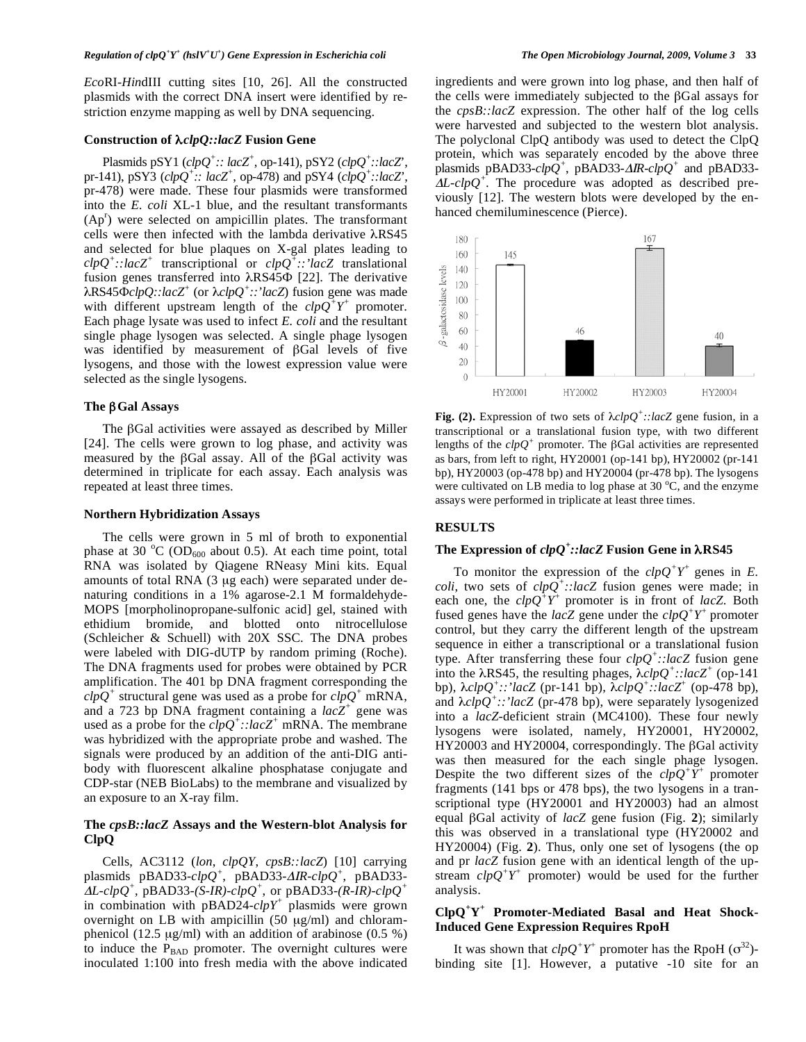*Eco*RI-*Hin*dIII cutting sites [10, 26]. All the constructed plasmids with the correct DNA insert were identified by restriction enzyme mapping as well by DNA sequencing.

### Construction of λ*clpQ::lacZ* Fusion Gene

Plasmids pSY1 (*clpQ*$^+$*:: lacZ*$^+$, op-141), pSY2 (*clpQ*$^+$*::lacZ'*, pr-141), pSY3 (*clpQ*$^+$*:: lacZ*$^+$, op-478) and pSY4 (*clpQ*$^+$*::lacZ'*, pr-478) were made. These four plasmids were transformed into the *E. coli* XL-1 blue, and the resultant transformants ($Ap^r$) were selected on ampicillin plates. The transformant cells were then infected with the lambda derivative λRS45 and selected for blue plaques on X-gal plates leading to *clpQ*$^+$*::lacZ*$^+$ transcriptional or *clpQ*$^+$*::'lacZ* translational fusion genes transferred into λRS45Φ [22]. The derivative λRS45Φ*clpQ::lacZ*$^+$ (or λ*clpQ*$^+$*::'lacZ*) fusion gene was made with different upstream length of the *clpQ*$^+$*Y*$^+$ promoter. Each phage lysate was used to infect *E. coli* and the resultant single phage lysogen was selected. A single phage lysogen was identified by measurement of βGal levels of five lysogens, and those with the lowest expression value were selected as the single lysogens.

### The βGal Assays

The βGal activities were assayed as described by Miller [24]. The cells were grown to log phase, and activity was measured by the βGal assay. All of the βGal activity was determined in triplicate for each assay. Each analysis was repeated at least three times.

### Northern Hybridization Assays

The cells were grown in 5 ml of broth to exponential phase at 30 °C ($OD_{600}$ about 0.5). At each time point, total RNA was isolated by Qiagene RNeasy Mini kits. Equal amounts of total RNA (3 μg each) were separated under denaturing conditions in a 1% agarose-2.1 M formaldehyde-MOPS [morpholinopropane-sulfonic acid] gel, stained with ethidium bromide, and blotted onto nitrocellulose (Schleicher & Schuell) with 20X SSC. The DNA probes were labeled with DIG-dUTP by random priming (Roche). The DNA fragments used for probes were obtained by PCR amplification. The 401 bp DNA fragment corresponding the *clpQ*$^+$ structural gene was used as a probe for *clpQ*$^+$ mRNA, and a 723 bp DNA fragment containing a *lacZ*$^+$ gene was used as a probe for the *clpQ*$^+$*::lacZ*$^+$ mRNA. The membrane was hybridized with the appropriate probe and washed. The signals were produced by an addition of the anti-DIG antibody with fluorescent alkaline phosphatase conjugate and CDP-star (NEB BioLabs) to the membrane and visualized by an exposure to an X-ray film.

### The *cpsB::lacZ* Assays and the Western-blot Analysis for ClpQ

Cells, AC3112 (*lon*, *clpQY*, *cpsB::lacZ*) [10] carrying plasmids pBAD33-*clpQ*$^+$, pBAD33-*ΔIR-clpQ*$^+$, pBAD33-*ΔL-clpQ*$^+$, pBAD33-*(S-IR)-clpQ*$^+$, or pBAD33-*(R-IR)-clpQ*$^+$ in combination with pBAD24-*clpY*$^+$ plasmids were grown overnight on LB with ampicillin (50 μg/ml) and chloramphenicol (12.5 μg/ml) with an addition of arabinose (0.5 %) to induce the $P_{BAD}$ promoter. The overnight cultures were inoculated 1:100 into fresh media with the above indicated ingredients and were grown into log phase, and then half of the cells were immediately subjected to the βGal assays for the *cpsB::lacZ* expression. The other half of the log cells were harvested and subjected to the western blot analysis. The polyclonal ClpQ antibody was used to detect the ClpQ protein, which was separately encoded by the above three plasmids pBAD33-*clpQ*$^+$, pBAD33-*ΔIR-clpQ*$^+$ and pBAD33-*ΔL-clpQ*$^+$. The procedure was adopted as described previously [12]. The western blots were developed by the enhanced chemiluminescence (Pierce).

**Fig. (2).** Expression of two sets of λ*clpQ*$^+$*::lacZ* gene fusion, in a transcriptional or a translational fusion type, with two different lengths of the *clpQ*$^+$ promoter. The βGal activities are represented as bars, from left to right, HY20001 (op-141 bp), HY20002 (pr-141 bp), HY20003 (op-478 bp) and HY20004 (pr-478 bp). The lysogens were cultivated on LB media to log phase at 30 °C, and the enzyme assays were performed in triplicate at least three times.

## RESULTS

### The Expression of *clpQ*$^+$*::lacZ* Fusion Gene in λRS45

To monitor the expression of the *clpQ*$^+$*Y*$^+$ genes in *E. coli*, two sets of *clpQ*$^+$*::lacZ* fusion genes were made; in each one, the *clpQ*$^+$*Y*$^+$ promoter is in front of *lacZ*. Both fused genes have the *lacZ* gene under the *clpQ*$^+$*Y*$^+$ promoter control, but they carry the different length of the upstream sequence in either a transcriptional or a translational fusion type. After transferring these four *clpQ*$^+$*::lacZ* fusion gene into the λRS45, the resulting phages, λ*clpQ*$^+$*::lacZ*$^+$ (op-141 bp), λ*clpQ*$^+$*::'lacZ* (pr-141 bp), λ*clpQ*$^+$*::lacZ*$^+$ (op-478 bp), and λ*clpQ*$^+$*::'lacZ* (pr-478 bp), were separately lysogenized into a *lacZ*-deficient strain (MC4100). These four newly lysogens were isolated, namely, HY20001, HY20002, HY20003 and HY20004, correspondingly. The βGal activity was then measured for the each single phage lysogen. Despite the two different sizes of the *clpQ*$^+$*Y*$^+$ promoter fragments (141 bps or 478 bps), the two lysogens in a transcriptional type (HY20001 and HY20003) had an almost equal βGal activity of *lacZ* gene fusion (Fig. **2**); similarly this was observed in a translational type (HY20002 and HY20004) (Fig. **2**). Thus, only one set of lysogens (the op and pr *lacZ* fusion gene with an identical length of the upstream *clpQ*$^+$*Y*$^+$ promoter) would be used for the further analysis.

### ClpQ$^+$Y$^+$ Promoter-Mediated Basal and Heat Shock-Induced Gene Expression Requires RpoH

It was shown that *clpQ*$^+$*Y*$^+$ promoter has the RpoH ($\sigma^{32}$)-binding site [1]. However, a putative -10 site for an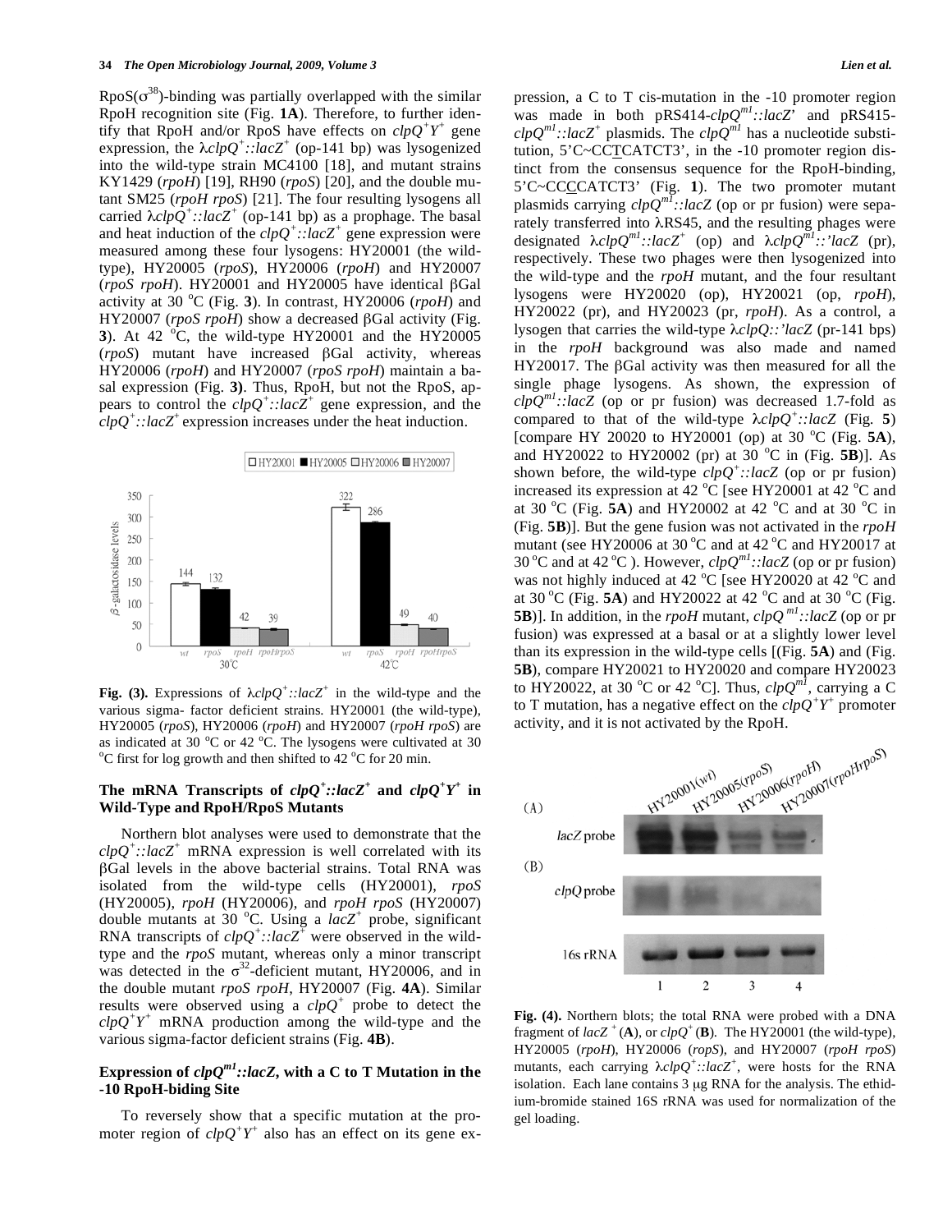RpoS($\sigma^{38}$)-binding was partially overlapped with the similar RpoH recognition site (Fig. **1A**). Therefore, to further identify that RpoH and/or RpoS have effects on *clpQ*$^+$*Y*$^+$ gene expression, the λ*clpQ*$^+$*::lacZ*$^+$ (op-141 bp) was lysogenized into the wild-type strain MC4100 [18], and mutant strains KY1429 (*rpoH*) [19], RH90 (*rpoS*) [20], and the double mutant SM25 (*rpoH rpoS*) [21]. The four resulting lysogens all carried λ*clpQ*$^+$*::lacZ*$^+$ (op-141 bp) as a prophage. The basal and heat induction of the *clpQ*$^+$*::lacZ*$^+$ gene expression were measured among these four lysogens: HY20001 (the wild-type), HY20005 (*rpoS*), HY20006 (*rpoH*) and HY20007 (*rpoS rpoH*). HY20001 and HY20005 have identical βGal activity at 30 °C (Fig. **3**). In contrast, HY20006 (*rpoH*) and HY20007 (*rpoS rpoH*) show a decreased βGal activity (Fig. **3**). At 42 °C, the wild-type HY20001 and the HY20005 (*rpoS*) mutant have increased βGal activity, whereas HY20006 (*rpoH*) and HY20007 (*rpoS rpoH*) maintain a basal expression (Fig. **3**). Thus, RpoH, but not the RpoS, appears to control the *clpQ*$^+$*::lacZ*$^+$ gene expression, and the *clpQ*$^+$*::lacZ*$^+$ expression increases under the heat induction.

**Fig. (3).** Expressions of λ*clpQ*$^+$*::lacZ*$^+$ in the wild-type and the various sigma- factor deficient strains. HY20001 (the wild-type), HY20005 (*rpoS*), HY20006 (*rpoH*) and HY20007 (*rpoH rpoS*) are as indicated at 30 °C or 42 °C. The lysogens were cultivated at 30 °C first for log growth and then shifted to 42 °C for 20 min.

### The mRNA Transcripts of *clpQ*$^+$*::lacZ*$^+$ and *clpQ*$^+$*Y*$^+$ in Wild-Type and RpoH/RpoS Mutants

Northern blot analyses were used to demonstrate that the *clpQ*$^+$*::lacZ*$^+$ mRNA expression is well correlated with its βGal levels in the above bacterial strains. Total RNA was isolated from the wild-type cells (HY20001), *rpoS* (HY20005), *rpoH* (HY20006), and *rpoH rpoS* (HY20007) double mutants at 30 °C ). Using a *lacZ*$^+$ probe, significant RNA transcripts of *clpQ*$^+$*::lacZ*$^+$ were observed in the wild-type and the *rpoS* mutant, whereas only a minor transcript was detected in the $\sigma^{32}$-deficient mutant, HY20006, and in the double mutant *rpoS rpoH*, HY20007 (Fig. **4A**). Similar results were observed using a *clpQ*$^+$ probe to detect the *clpQ*$^+$*Y*$^+$ mRNA production among the wild-type and the various sigma-factor deficient strains (Fig. **4B**).

### Expression of *clpQ*$^{m1}$*::lacZ*, with a C to T Mutation in the -10 RpoH-biding Site

To reversely show that a specific mutation at the promoter region of *clpQ*$^+$*Y*$^+$ also has an effect on its gene expression, a C to T cis-mutation in the -10 promoter region was made in both pRS414-*clpQ*$^{m1}$*::lacZ*' and pRS415-*clpQ*$^{m1}$*::lacZ*$^+$ plasmids. The *clpQ*$^{m1}$ has a nucleotide substitution, 5'C~CC<u>T</u>CATCT3', in the -10 promoter region distinct from the consensus sequence for the RpoH-binding, 5'C~CC<u>C</u>CATCT3' (Fig. **1**). The two promoter mutant plasmids carrying *clpQ*$^{m1}$*::lacZ* (op or pr fusion) were separately transferred into λRS45, and the resulting phages were designated λ*clpQ*$^{m1}$*::lacZ*$^+$ (op) and λ*clpQ*$^{m1}$*::'lacZ* (pr), respectively. These two phages were then lysogenized into the wild-type and the *rpoH* mutant, and the four resultant lysogens were HY20020 (op), HY20021 (op, *rpoH*), HY20022 (pr), and HY20023 (pr, *rpoH*). As a control, a lysogen that carries the wild-type λ*clpQ::'lacZ* (pr-141 bps) in the *rpoH* background was also made and named HY20017. The βGal activity was then measured for all the single phage lysogens. As shown, the expression of *clpQ*$^{m1}$*::lacZ* (op or pr fusion) was decreased 1.7-fold as compared to that of the wild-type λ*clpQ*$^+$*::lacZ* (Fig. **5**) [compare HY 20020 to HY20001 (op) at 30 °C (Fig. **5A**), and HY20022 to HY20002 (pr) at 30 °C in (Fig. **5B**)]. As shown before, the wild-type *clpQ*$^+$*::lacZ* (op or pr fusion) increased its expression at 42 °C [see HY20001 at 42 °C and at 30 °C (Fig. **5A**) and HY20002 at 42 °C and at 30 °C in (Fig. **5B**)]. But the gene fusion was not activated in the *rpoH* mutant (see HY20006 at 30 °C and at 42 °C and HY20017 at 30 °C and at 42 °C ). However, *clpQ*$^{m1}$*::lacZ* (op or pr fusion) was not highly induced at 42 °C [see HY20020 at 42 °C and at 30 °C (Fig. **5A**) and HY20022 at 42 °C and at 30 °C (Fig. **5B**)]. In addition, in the *rpoH* mutant, *clpQ*$^{m1}$*::lacZ* (op or pr fusion) was expressed at a basal or at a slightly lower level than its expression in the wild-type cells [(Fig. **5A**) and (Fig. **5B**), compare HY20021 to HY20020 and compare HY20023 to HY20022, at 30 °C or 42 °C]. Thus, *clpQ*$^{m1}$, carrying a C to T mutation, has a negative effect on the *clpQ*$^+$*Y*$^+$ promoter activity, and it is not activated by the RpoH.

**Fig. (4).** Northern blots; the total RNA were probed with a DNA fragment of *lacZ*$^+$ (**A**), or *clpQ*$^+$ (**B**). The HY20001 (the wild-type), HY20005 (*rpoH*), HY20006 (*ropS*), and HY20007 (*rpoH rpoS*) mutants, each carrying λ*clpQ*$^+$*::lacZ*$^+$, were hosts for the RNA isolation. Each lane contains 3 μg RNA for the analysis. The ethidium-bromide stained 16S rRNA was used for normalization of the gel loading.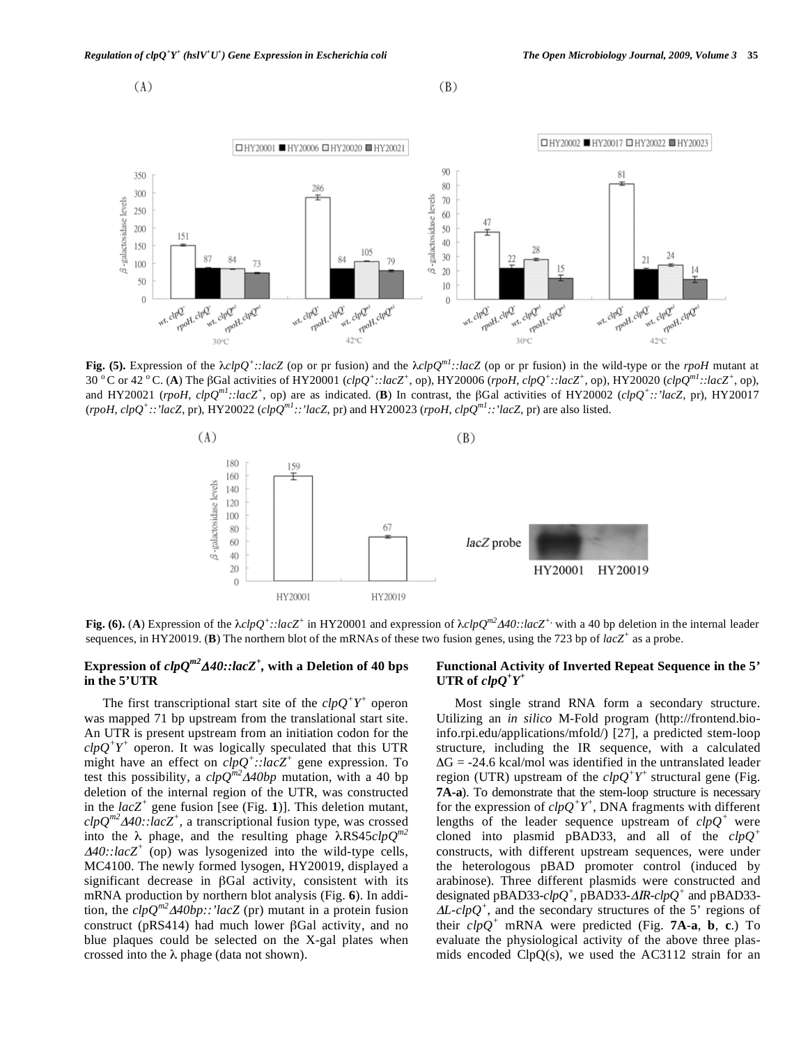**Fig. (5).** Expression of the $\lambda clpQ^{+}::lacZ$ (op or pr fusion) and the $\lambda clpQ^{m1}::lacZ$ (op or pr fusion) in the wild-type or the *rpoH* mutant at 30 °C or 42 °C. (**A**) The βGal activities of HY20001 ($clpQ^{+}::lacZ^{+}$, op), HY20006 (*rpoH*, $clpQ^{+}::lacZ^{+}$, op), HY20020 ($clpQ^{m1}::lacZ^{+}$, op), and HY20021 (*rpoH*, $clpQ^{m1}::lacZ^{+}$, op) are as indicated. (**B**) In contrast, the βGal activities of HY20002 ($clpQ^{+}::'lacZ$, pr), HY20017 (*rpoH*, $clpQ^{+}::'lacZ$, pr), HY20022 ($clpQ^{m1}::'lacZ$, pr) and HY20023 (*rpoH*, $clpQ^{m1}::'lacZ$, pr) are also listed.

**Fig. (6).** (**A**) Expression of the $\lambda clpQ^{+}::lacZ^{+}$ in HY20001 and expression of $\lambda clpQ^{m2}\Delta 40::lacZ^{+}$, with a 40 bp deletion in the internal leader sequences, in HY20019. (**B**) The northern blot of the mRNAs of these two fusion genes, using the 723 bp of $lacZ^{+}$ as a probe.

## Expression of $clpQ^{m2}\Delta 40::lacZ^{+}$, with a Deletion of 40 bps in the 5'UTR

The first transcriptional start site of the $clpQ^{+}Y^{+}$ operon was mapped 71 bp upstream from the translational start site. An UTR is present upstream from an initiation codon for the $clpQ^{+}Y^{+}$ operon. It was logically speculated that this UTR might have an effect on $clpQ^{+}::lacZ^{+}$ gene expression. To test this possibility, a $clpQ^{m2}\Delta 40bp$ mutation, with a 40 bp deletion of the internal region of the UTR, was constructed in the $lacZ^{+}$ gene fusion [see (Fig. **1**)]. This deletion mutant, $clpQ^{m2}\Delta 40::lacZ^{+}$, a transcriptional fusion type, was crossed into the λ phage, and the resulting phage $\lambda$RS45$clpQ^{m2}\Delta 40::lacZ^{+}$ (op) was lysogenized into the wild-type cells, MC4100. The newly formed lysogen, HY20019, displayed a significant decrease in βGal activity, consistent with its mRNA production by northern blot analysis (Fig. **6**). In addition, the $clpQ^{m2}\Delta 40bp::'lacZ$ (pr) mutant in a protein fusion construct (pRS414) had much lower βGal activity, and no blue plaques could be selected on the X-gal plates when crossed into the λ phage (data not shown).

## Functional Activity of Inverted Repeat Sequence in the 5' UTR of $clpQ^{+}Y^{+}$

Most single strand RNA form a secondary structure. Utilizing an *in silico* M-Fold program (http://frontend.bioinfo.rpi.edu/applications/mfold/) [27], a predicted stem-loop structure, including the IR sequence, with a calculated ΔG = -24.6 kcal/mol was identified in the untranslated leader region (UTR) upstream of the $clpQ^{+}Y^{+}$ structural gene (Fig. **7A-a**). To demonstrate that the stem-loop structure is necessary for the expression of $clpQ^{+}Y^{+}$, DNA fragments with different lengths of the leader sequence upstream of $clpQ^{+}$ were cloned into plasmid pBAD33, and all of the $clpQ^{+}$ constructs, with different upstream sequences, were under the heterologous pBAD promoter control (induced by arabinose). Three different plasmids were constructed and designated pBAD33-$clpQ^{+}$, pBAD33-$\Delta IR$-$clpQ^{+}$ and pBAD33-$\Delta L$-$clpQ^{+}$, and the secondary structures of the 5' regions of their $clpQ^{+}$ mRNA were predicted (Fig. **7A-a**, **b**, **c**.) To evaluate the physiological activity of the above three plasmids encoded ClpQ(s), we used the AC3112 strain for an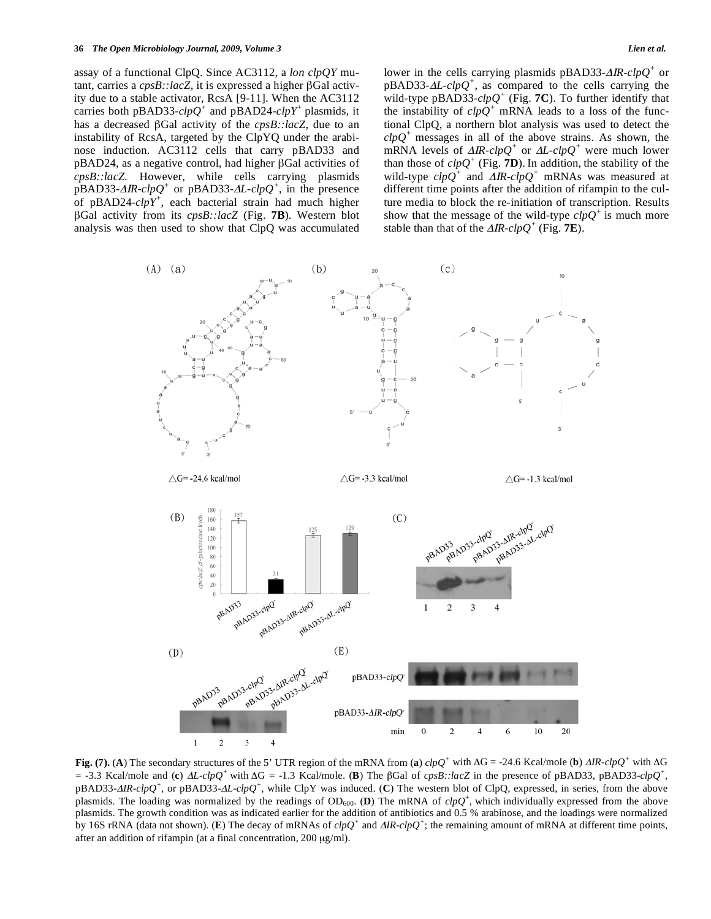assay of a functional ClpQ. Since AC3112, a *lon clpQY* mutant, carries a *cpsB::lacZ*, it is expressed a higher βGal activity due to a stable activator, RcsA [9-11]. When the AC3112 carries both pBAD33-*clpQ*⁺ and pBAD24-*clpY*⁺ plasmids, it has a decreased βGal activity of the *cpsB::lacZ*, due to an instability of RcsA, targeted by the ClpYQ under the arabinose induction. AC3112 cells that carry pBAD33 and pBAD24, as a negative control, had higher βGal activities of *cpsB::lacZ*. However, while cells carrying plasmids pBAD33-*ΔIR-clpQ*⁺ or pBAD33-*ΔL-clpQ*⁺, in the presence of pBAD24-*clpY*⁺, each bacterial strain had much higher βGal activity from its *cpsB::lacZ* (Fig. **7B**). Western blot analysis was then used to show that ClpQ was accumulated lower in the cells carrying plasmids pBAD33-*ΔIR-clpQ*⁺ or pBAD33-*ΔL-clpQ*⁺, as compared to the cells carrying the wild-type pBAD33-*clpQ*⁺ (Fig. **7C**). To further identify that the instability of *clpQ*⁺ mRNA leads to a loss of the functional ClpQ, a northern blot analysis was used to detect the *clpQ*⁺ messages in all of the above strains. As shown, the mRNA levels of *ΔIR-clpQ*⁺ or *ΔL-clpQ*⁺ were much lower than those of *clpQ*⁺ (Fig. **7D**). In addition, the stability of the wild-type *clpQ*⁺ and *ΔIR-clpQ*⁺ mRNAs was measured at different time points after the addition of rifampin to the culture media to block the re-initiation of transcription. Results show that the message of the wild-type *clpQ*⁺ is much more stable than that of the *ΔIR-clpQ*⁺ (Fig. **7E**).

**Fig. (7).** (**A**) The secondary structures of the 5' UTR region of the mRNA from (**a**) *clpQ*⁺ with ΔG = -24.6 Kcal/mole (**b**) *ΔIR-clpQ*⁺ with ΔG = -3.3 Kcal/mole and (**c**) *ΔL-clpQ*⁺ with ΔG = -1.3 Kcal/mole. (**B**) The βGal of *cpsB::lacZ* in the presence of pBAD33, pBAD33-*clpQ*⁺, pBAD33-*ΔIR-clpQ*⁺, or pBAD33-*ΔL-clpQ*⁺, while ClpY was induced. (**C**) The western blot of ClpQ, expressed, in series, from the above plasmids. The loading was normalized by the readings of $OD_{600}$. (**D**) The mRNA of *clpQ*⁺, which individually expressed from the above plasmids. The growth condition was as indicated earlier for the addition of antibiotics and 0.5 % arabinose, and the loadings were normalized by 16S rRNA (data not shown). (**E**) The decay of mRNAs of *clpQ*⁺ and *ΔIR-clpQ*⁺; the remaining amount of mRNA at different time points, after an addition of rifampin (at a final concentration, 200 μg/ml).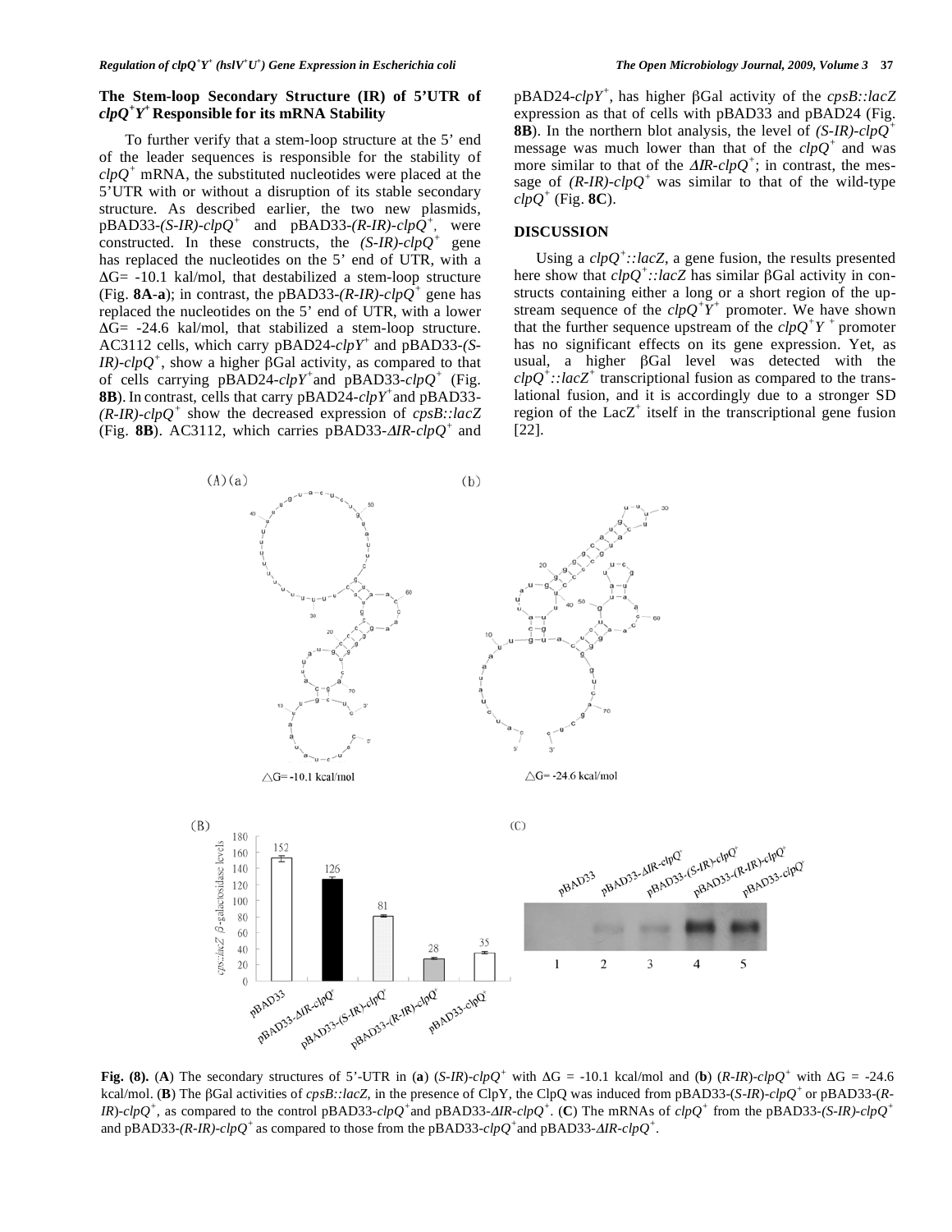### The Stem-loop Secondary Structure (IR) of 5'UTR of $clpQ^+Y^+$ Responsible for its mRNA Stability

To further verify that a stem-loop structure at the 5' end of the leader sequences is responsible for the stability of $clpQ^+$ mRNA, the substituted nucleotides were placed at the 5'UTR with or without a disruption of its stable secondary structure. As described earlier, the two new plasmids, pBAD33-*(S-IR)*-$clpQ^+$ and pBAD33-*(R-IR)*-$clpQ^+$, were constructed. In these constructs, the *(S-IR)*-$clpQ^+$ gene has replaced the nucleotides on the 5' end of UTR, with a $\Delta G = -10.1$ kal/mol, that destabilized a stem-loop structure (Fig. **8A-a**); in contrast, the pBAD33-*(R-IR)*-$clpQ^+$ gene has replaced the nucleotides on the 5' end of UTR, with a lower $\Delta G = -24.6$ kal/mol, that stabilized a stem-loop structure. AC3112 cells, which carry pBAD24-$clpY^+$ and pBAD33-*(S-IR)*-$clpQ^+$, show a higher βGal activity, as compared to that of cells carrying pBAD24-$clpY^+$ and pBAD33-$clpQ^+$ (Fig. **8B**). In contrast, cells that carry pBAD24-$clpY^+$ and pBAD33-*(R-IR)*-$clpQ^+$ show the decreased expression of *cpsB::lacZ* (Fig. **8B**). AC3112, which carries pBAD33-*ΔIR*-$clpQ^+$ and pBAD24-$clpY^+$, has higher βGal activity of the *cpsB::lacZ* expression as that of cells with pBAD33 and pBAD24 (Fig. **8B**). In the northern blot analysis, the level of *(S-IR)*-$clpQ^+$ message was much lower than that of the $clpQ^+$ and was more similar to that of the *ΔIR*-$clpQ^+$; in contrast, the message of *(R-IR)*-$clpQ^+$ was similar to that of the wild-type $clpQ^+$ (Fig. **8C**).

## DISCUSSION

Using a $clpQ^+$*::lacZ*, a gene fusion, the results presented here show that $clpQ^+$*::lacZ* has similar βGal activity in constructs containing either a long or a short region of the upstream sequence of the $clpQ^+Y^+$ promoter. We have shown that the further sequence upstream of the $clpQ^+Y^+$ promoter has no significant effects on its gene expression. Yet, as usual, a higher βGal level was detected with the $clpQ^+$*::*$lacZ^+$ transcriptional fusion as compared to the translational fusion, and it is accordingly due to a stronger SD region of the $LacZ^+$ itself in the transcriptional gene fusion [22].

**Fig. (8).** (**A**) The secondary structures of 5'-UTR in (**a**) (*S-IR*)-$clpQ^+$ with $\Delta G = -10.1$ kcal/mol and (**b**) (*R-IR*)-$clpQ^+$ with $\Delta G = -24.6$ kcal/mol. (**B**) The βGal activities of *cpsB::lacZ,* in the presence of ClpY, the ClpQ was induced from pBAD33-(*S-IR*)-$clpQ^+$ or pBAD33-(*R-IR*)-$clpQ^+$, as compared to the control pBAD33-$clpQ^+$ and pBAD33-*ΔIR*-$clpQ^+$. (**C**) The mRNAs of $clpQ^+$ from the pBAD33-*(S-IR)*-$clpQ^+$ and pBAD33-*(R-IR)*-$clpQ^+$ as compared to those from the pBAD33-$clpQ^+$ and pBAD33-*ΔIR*-$clpQ^+$.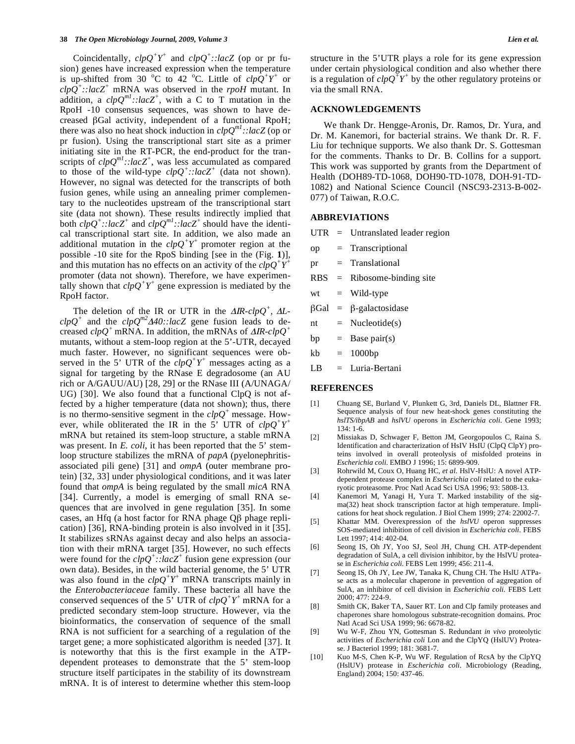Coincidentally, *clpQ*$^+$*Y*$^+$ and *clpQ*$^+$*::lacZ* (op or pr fusion) genes have increased expression when the temperature is up-shifted from 30 °C to 42 °C. Little of *clpQ*$^+$*Y*$^+$ or *clpQ*$^+$*::lacZ*$^+$ mRNA was observed in the *rpoH* mutant. In addition, a *clpQ*$^{m1}$*::lacZ*$^+$, with a C to T mutation in the RpoH -10 consensus sequences, was shown to have decreased βGal activity, independent of a functional RpoH; there was also no heat shock induction in *clpQ*$^{m1}$*::lacZ* (op or pr fusion). Using the transcriptional start site as a primer initiating site in the RT-PCR, the end-product for the transcripts of *clpQ*$^{m1}$*::lacZ*$^+$, was less accumulated as compared to those of the wild-type *clpQ*$^+$*::lacZ*$^+$ (data not shown). However, no signal was detected for the transcripts of both fusion genes, while using an annealing primer complementary to the nucleotides upstream of the transcriptional start site (data not shown). These results indirectly implied that both *clpQ*$^+$*::lacZ*$^+$ and *clpQ*$^{m1}$*::lacZ*$^+$ should have the identical transcriptional start site. In addition, we also made an additional mutation in the *clpQ*$^+$*Y*$^+$ promoter region at the possible -10 site for the RpoS binding [see in the (Fig. **1**)], and this mutation has no effects on an activity of the *clpQ*$^+$*Y*$^+$ promoter (data not shown). Therefore, we have experimentally shown that *clpQ*$^+$*Y*$^+$ gene expression is mediated by the RpoH factor.

The deletion of the IR or UTR in the *ΔIR-clpQ*$^+$, *ΔL-clpQ*$^+$ and the *clpQ*$^{m2}$*Δ40::lacZ* gene fusion leads to decreased *clpQ*$^+$ mRNA. In addition, the mRNAs of *ΔIR-clpQ*$^+$ mutants, without a stem-loop region at the 5'-UTR, decayed much faster. However, no significant sequences were observed in the 5' UTR of the *clpQ*$^+$*Y*$^+$ messages acting as a signal for targeting by the RNase E degradosome (an AU rich or A/GAUU/AU) [28, 29] or the RNase III (A/UNAGA/UG) [30]. We also found that a functional ClpQ is not affected by a higher temperature (data not shown); thus, there is no thermo-sensitive segment in the *clpQ*$^+$ message. However, while obliterated the IR in the 5' UTR of *clpQ*$^+$*Y*$^+$ mRNA but retained its stem-loop structure, a stable mRNA was present. In *E. coli*, it has been reported that the 5' stem-loop structure stabilizes the mRNA of *papA* (pyelonephritis-associated pili gene) [31] and *ompA* (outer membrane protein) [32, 33] under physiological conditions, and it was later found that *ompA* is being regulated by the small *micA* RNA [34]. Currently, a model is emerging of small RNA sequences that are involved in gene regulation [35]. In some cases, an Hfq (a host factor for RNA phage Qβ phage replication) [36], RNA-binding protein is also involved in it [35]. It stabilizes sRNAs against decay and also helps an association with their mRNA target [35]. However, no such effects were found for the *clpQ*$^+$*::lacZ*$^+$ fusion gene expression (our own data). Besides, in the wild bacterial genome, the 5' UTR was also found in the *clpQ*$^+$*Y*$^+$ mRNA transcripts mainly in the *Enterobacteriaceae* family. These bacteria all have the conserved sequences of the 5' UTR of *clpQ*$^+$*Y*$^+$ mRNA for a predicted secondary stem-loop structure. However, via the bioinformatics, the conservation of sequence of the small RNA is not sufficient for a searching of a regulation of the target gene; a more sophisticated algorithm is needed [37]. It is noteworthy that this is the first example in the ATP-dependent proteases to demonstrate that the 5' stem-loop structure itself participates in the stability of its downstream mRNA. It is of interest to determine whether this stem-loop structure in the 5'UTR plays a role for its gene expression under certain physiological condition and also whether there is a regulation of *clpQ*$^+$*Y*$^+$ by the other regulatory proteins or via the small RNA.

## ACKNOWLEDGEMENTS

We thank Dr. Hengge-Aronis, Dr. Ramos, Dr. Yura, and Dr. M. Kanemori, for bacterial strains. We thank Dr. R. F. Liu for technique supports. We also thank Dr. S. Gottesman for the comments. Thanks to Dr. B. Collins for a support. This work was supported by grants from the Department of Health (DOH89-TD-1068, DOH90-TD-1078, DOH-91-TD-1082) and National Science Council (NSC93-2313-B-002-077) of Taiwan, R.O.C.

## ABBREVIATIONS

UTR = Untranslated leader region

op = Transcriptional

pr = Translational

RBS = Ribosome-binding site

wt = Wild-type

βGal = β-galactosidase

nt = Nucleotide(s)

bp = Base pair(s)

kb = 1000bp

LB = Luria-Bertani

## REFERENCES

[1] Chuang SE, Burland V, Plunkett G, 3rd, Daniels DL, Blattner FR. Sequence analysis of four new heat-shock genes constituting the *hslTS/ibpAB* and *hslVU* operons in *Escherichia coli*. Gene 1993; 134: 1-6.

[2] Missiakas D, Schwager F, Betton JM, Georgopoulos C, Raina S. Identification and characterization of HsIV HsIU (ClpQ ClpY) proteins involved in overall proteolysis of misfolded proteins in *Escherichia coli*. EMBO J 1996; 15: 6899-909.

[3] Rohrwild M, Coux O, Huang HC, *et al*. HslV-HslU: A novel ATP-dependent protease complex in *Escherichia coli* related to the eukaryotic proteasome. Proc Natl Acad Sci USA 1996; 93: 5808-13.

[4] Kanemori M, Yanagi H, Yura T. Marked instability of the sigma(32) heat shock transcription factor at high temperature. Implications for heat shock regulation. J Biol Chem 1999; 274: 22002-7.

[5] Khattar MM. Overexpression of the *hslVU* operon suppresses SOS-mediated inhibition of cell division in *Escherichia coli*. FEBS Lett 1997; 414: 402-04.

[6] Seong IS, Oh JY, Yoo SJ, Seol JH, Chung CH. ATP-dependent degradation of SulA, a cell division inhibitor, by the HslVU protease in *Escherichia coli*. FEBS Lett 1999; 456: 211-4.

[7] Seong IS, Oh JY, Lee JW, Tanaka K, Chung CH. The HslU ATPase acts as a molecular chaperone in prevention of aggregation of SulA, an inhibitor of cell division in *Escherichia coli*. FEBS Lett 2000; 477: 224-9.

[8] Smith CK, Baker TA, Sauer RT. Lon and Clp family proteases and chaperones share homologous substrate-recognition domains. Proc Natl Acad Sci USA 1999; 96: 6678-82.

[9] Wu W-F, Zhou YN, Gottesman S. Redundant *in vivo* proteolytic activities of *Escherichia coli* Lon and the ClpYQ (HslUV) Protease. J Bacteriol 1999; 181: 3681-7.

[10] Kuo M-S, Chen K-P, Wu WF. Regulation of RcsA by the ClpYQ (HslUV) protease in *Escherichia coli*. Microbiology (Reading, England) 2004; 150: 437-46.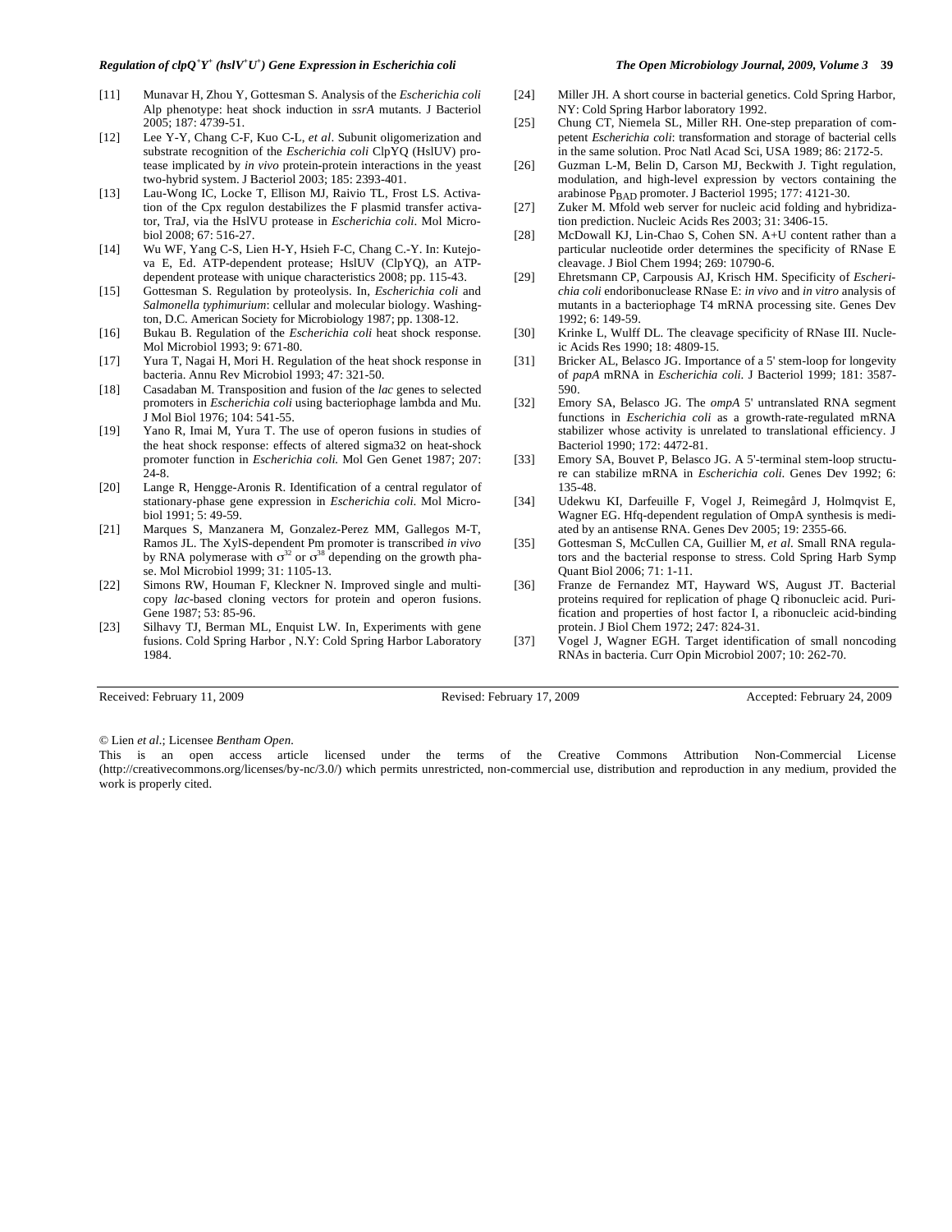[11] Munavar H, Zhou Y, Gottesman S. Analysis of the *Escherichia coli* Alp phenotype: heat shock induction in *ssrA* mutants. J Bacteriol 2005; 187: 4739-51.

[12] Lee Y-Y, Chang C-F, Kuo C-L, *et al*. Subunit oligomerization and substrate recognition of the *Escherichia coli* ClpYQ (HslUV) protease implicated by *in vivo* protein-protein interactions in the yeast two-hybrid system. J Bacteriol 2003; 185: 2393-401.

[13] Lau-Wong IC, Locke T, Ellison MJ, Raivio TL, Frost LS. Activation of the Cpx regulon destabilizes the F plasmid transfer activator, TraJ, via the HslVU protease in *Escherichia coli*. Mol Microbiol 2008; 67: 516-27.

[14] Wu WF, Yang C-S, Lien H-Y, Hsieh F-C, Chang C.-Y. In: Kutejova E, Ed. ATP-dependent protease; HslUV (ClpYQ), an ATP-dependent protease with unique characteristics 2008; pp. 115-43.

[15] Gottesman S. Regulation by proteolysis. In, *Escherichia coli* and *Salmonella typhimurium*: cellular and molecular biology. Washington, D.C. American Society for Microbiology 1987; pp. 1308-12.

[16] Bukau B. Regulation of the *Escherichia coli* heat shock response. Mol Microbiol 1993; 9: 671-80.

[17] Yura T, Nagai H, Mori H. Regulation of the heat shock response in bacteria. Annu Rev Microbiol 1993; 47: 321-50.

[18] Casadaban M. Transposition and fusion of the *lac* genes to selected promoters in *Escherichia coli* using bacteriophage lambda and Mu. J Mol Biol 1976; 104: 541-55.

[19] Yano R, Imai M, Yura T. The use of operon fusions in studies of the heat shock response: effects of altered sigma32 on heat-shock promoter function in *Escherichia coli.* Mol Gen Genet 1987; 207: 24-8.

[20] Lange R, Hengge-Aronis R. Identification of a central regulator of stationary-phase gene expression in *Escherichia coli*. Mol Microbiol 1991; 5: 49-59.

[21] Marques S, Manzanera M, Gonzalez-Perez MM, Gallegos M-T, Ramos JL. The XylS-dependent Pm promoter is transcribed *in vivo* by RNA polymerase with $\sigma^{32}$ or $\sigma^{38}$ depending on the growth phase. Mol Microbiol 1999; 31: 1105-13.

[22] Simons RW, Houman F, Kleckner N. Improved single and multicopy *lac*-based cloning vectors for protein and operon fusions. Gene 1987; 53: 85-96.

[23] Silhavy TJ, Berman ML, Enquist LW. In, Experiments with gene fusions. Cold Spring Harbor , N.Y: Cold Spring Harbor Laboratory 1984.

[24] Miller JH. A short course in bacterial genetics. Cold Spring Harbor, NY: Cold Spring Harbor laboratory 1992.

[25] Chung CT, Niemela SL, Miller RH. One-step preparation of competent *Escherichia coli*: transformation and storage of bacterial cells in the same solution. Proc Natl Acad Sci, USA 1989; 86: 2172-5.

[26] Guzman L-M, Belin D, Carson MJ, Beckwith J. Tight regulation, modulation, and high-level expression by vectors containing the arabinose $P_{BAD}$ promoter. J Bacteriol 1995; 177: 4121-30.

[27] Zuker M. Mfold web server for nucleic acid folding and hybridization prediction. Nucleic Acids Res 2003; 31: 3406-15.

[28] McDowall KJ, Lin-Chao S, Cohen SN. A+U content rather than a particular nucleotide order determines the specificity of RNase E cleavage. J Biol Chem 1994; 269: 10790-6.

[29] Ehretsmann CP, Carpousis AJ, Krisch HM. Specificity of *Escherichia coli* endoribonuclease RNase E: *in vivo* and *in vitro* analysis of mutants in a bacteriophage T4 mRNA processing site. Genes Dev 1992; 6: 149-59.

[30] Krinke L, Wulff DL. The cleavage specificity of RNase III. Nucleic Acids Res 1990; 18: 4809-15.

[31] Bricker AL, Belasco JG. Importance of a 5' stem-loop for longevity of *papA* mRNA in *Escherichia coli*. J Bacteriol 1999; 181: 3587-590.

[32] Emory SA, Belasco JG. The *ompA* 5' untranslated RNA segment functions in *Escherichia coli* as a growth-rate-regulated mRNA stabilizer whose activity is unrelated to translational efficiency. J Bacteriol 1990; 172: 4472-81.

[33] Emory SA, Bouvet P, Belasco JG. A 5'-terminal stem-loop structure can stabilize mRNA in *Escherichia coli*. Genes Dev 1992; 6: 135-48.

[34] Udekwu KI, Darfeuille F, Vogel J, Reimegård J, Holmqvist E, Wagner EG. Hfq-dependent regulation of OmpA synthesis is mediated by an antisense RNA. Genes Dev 2005; 19: 2355-66.

[35] Gottesman S, McCullen CA, Guillier M, *et al*. Small RNA regulators and the bacterial response to stress. Cold Spring Harb Symp Quant Biol 2006; 71: 1-11.

[36] Franze de Fernandez MT, Hayward WS, August JT. Bacterial proteins required for replication of phage Q ribonucleic acid. Purification and properties of host factor I, a ribonucleic acid-binding protein. J Biol Chem 1972; 247: 824-31.

[37] Vogel J, Wagner EGH. Target identification of small noncoding RNAs in bacteria. Curr Opin Microbiol 2007; 10: 262-70.

Received: February 11, 2009 Revised: February 17, 2009 Accepted: February 24, 2009

© Lien *et al*.; Licensee *Bentham Open.*

This is an open access article licensed under the terms of the Creative Commons Attribution Non-Commercial License (http://creativecommons.org/licenses/by-nc/3.0/) which permits unrestricted, non-commercial use, distribution and reproduction in any medium, provided the work is properly cited.